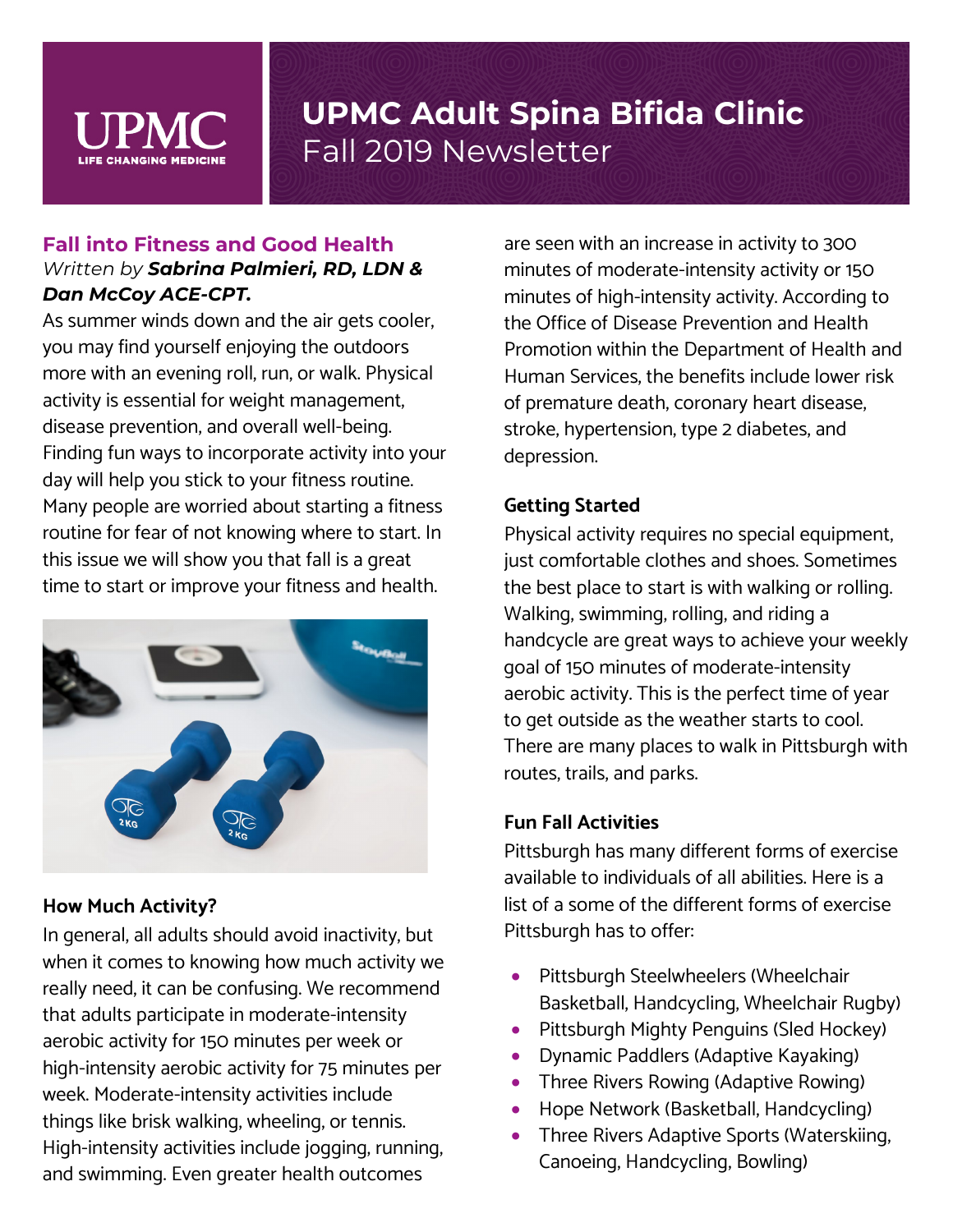# UPMC Adult Spina Bifida Clinic
## Fall 2019 Newsletter

### Fall into Fitness and Good Health

*Written by* ***Sabrina Palmieri, RD, LDN & Dan McCoy ACE-CPT.***

As summer winds down and the air gets cooler, you may find yourself enjoying the outdoors more with an evening roll, run, or walk. Physical activity is essential for weight management, disease prevention, and overall well-being. Finding fun ways to incorporate activity into your day will help you stick to your fitness routine. Many people are worried about starting a fitness routine for fear of not knowing where to start. In this issue we will show you that fall is a great time to start or improve your fitness and health.

**How Much Activity?**

In general, all adults should avoid inactivity, but when it comes to knowing how much activity we really need, it can be confusing. We recommend that adults participate in moderate-intensity aerobic activity for 150 minutes per week or high-intensity aerobic activity for 75 minutes per week. Moderate-intensity activities include things like brisk walking, wheeling, or tennis. High-intensity activities include jogging, running, and swimming. Even greater health outcomes are seen with an increase in activity to 300 minutes of moderate-intensity activity or 150 minutes of high-intensity activity. According to the Office of Disease Prevention and Health Promotion within the Department of Health and Human Services, the benefits include lower risk of premature death, coronary heart disease, stroke, hypertension, type 2 diabetes, and depression.

**Getting Started**

Physical activity requires no special equipment, just comfortable clothes and shoes. Sometimes the best place to start is with walking or rolling. Walking, swimming, rolling, and riding a handcycle are great ways to achieve your weekly goal of 150 minutes of moderate-intensity aerobic activity. This is the perfect time of year to get outside as the weather starts to cool. There are many places to walk in Pittsburgh with routes, trails, and parks.

**Fun Fall Activities**

Pittsburgh has many different forms of exercise available to individuals of all abilities. Here is a list of a some of the different forms of exercise Pittsburgh has to offer:

- Pittsburgh Steelwheelers (Wheelchair Basketball, Handcycling, Wheelchair Rugby)
- Pittsburgh Mighty Penguins (Sled Hockey)
- Dynamic Paddlers (Adaptive Kayaking)
- Three Rivers Rowing (Adaptive Rowing)
- Hope Network (Basketball, Handcycling)
- Three Rivers Adaptive Sports (Waterskiing, Canoeing, Handcycling, Bowling)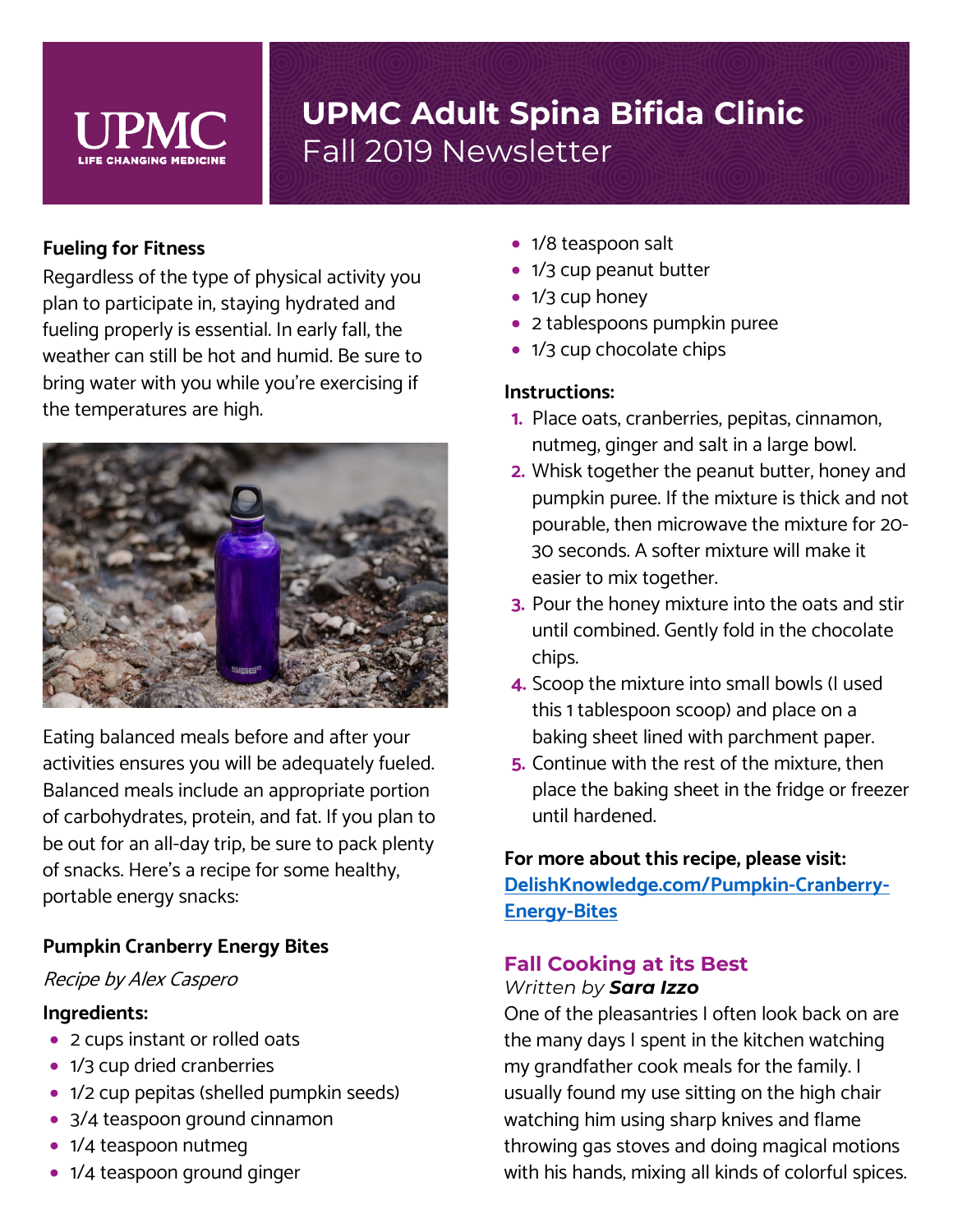# UPMC Adult Spina Bifida Clinic

Fall 2019 Newsletter

**Fueling for Fitness**

Regardless of the type of physical activity you plan to participate in, staying hydrated and fueling properly is essential. In early fall, the weather can still be hot and humid. Be sure to bring water with you while you're exercising if the temperatures are high.

Eating balanced meals before and after your activities ensures you will be adequately fueled. Balanced meals include an appropriate portion of carbohydrates, protein, and fat. If you plan to be out for an all-day trip, be sure to pack plenty of snacks. Here's a recipe for some healthy, portable energy snacks:

**Pumpkin Cranberry Energy Bites**

*Recipe by Alex Caspero*

**Ingredients:**

- 2 cups instant or rolled oats
- 1/3 cup dried cranberries
- 1/2 cup pepitas (shelled pumpkin seeds)
- 3/4 teaspoon ground cinnamon
- 1/4 teaspoon nutmeg
- 1/4 teaspoon ground ginger
- 1/8 teaspoon salt
- 1/3 cup peanut butter
- 1/3 cup honey
- 2 tablespoons pumpkin puree
- 1/3 cup chocolate chips

**Instructions:**

1. Place oats, cranberries, pepitas, cinnamon, nutmeg, ginger and salt in a large bowl.
2. Whisk together the peanut butter, honey and pumpkin puree. If the mixture is thick and not pourable, then microwave the mixture for 20-30 seconds. A softer mixture will make it easier to mix together.
3. Pour the honey mixture into the oats and stir until combined. Gently fold in the chocolate chips.
4. Scoop the mixture into small bowls (I used this 1 tablespoon scoop) and place on a baking sheet lined with parchment paper.
5. Continue with the rest of the mixture, then place the baking sheet in the fridge or freezer until hardened.

**For more about this recipe, please visit:** [DelishKnowledge.com/Pumpkin-Cranberry-Energy-Bites](DelishKnowledge.com/Pumpkin-Cranberry-Energy-Bites)

## Fall Cooking at its Best

*Written by* ***Sara Izzo***

One of the pleasantries I often look back on are the many days I spent in the kitchen watching my grandfather cook meals for the family. I usually found my use sitting on the high chair watching him using sharp knives and flame throwing gas stoves and doing magical motions with his hands, mixing all kinds of colorful spices.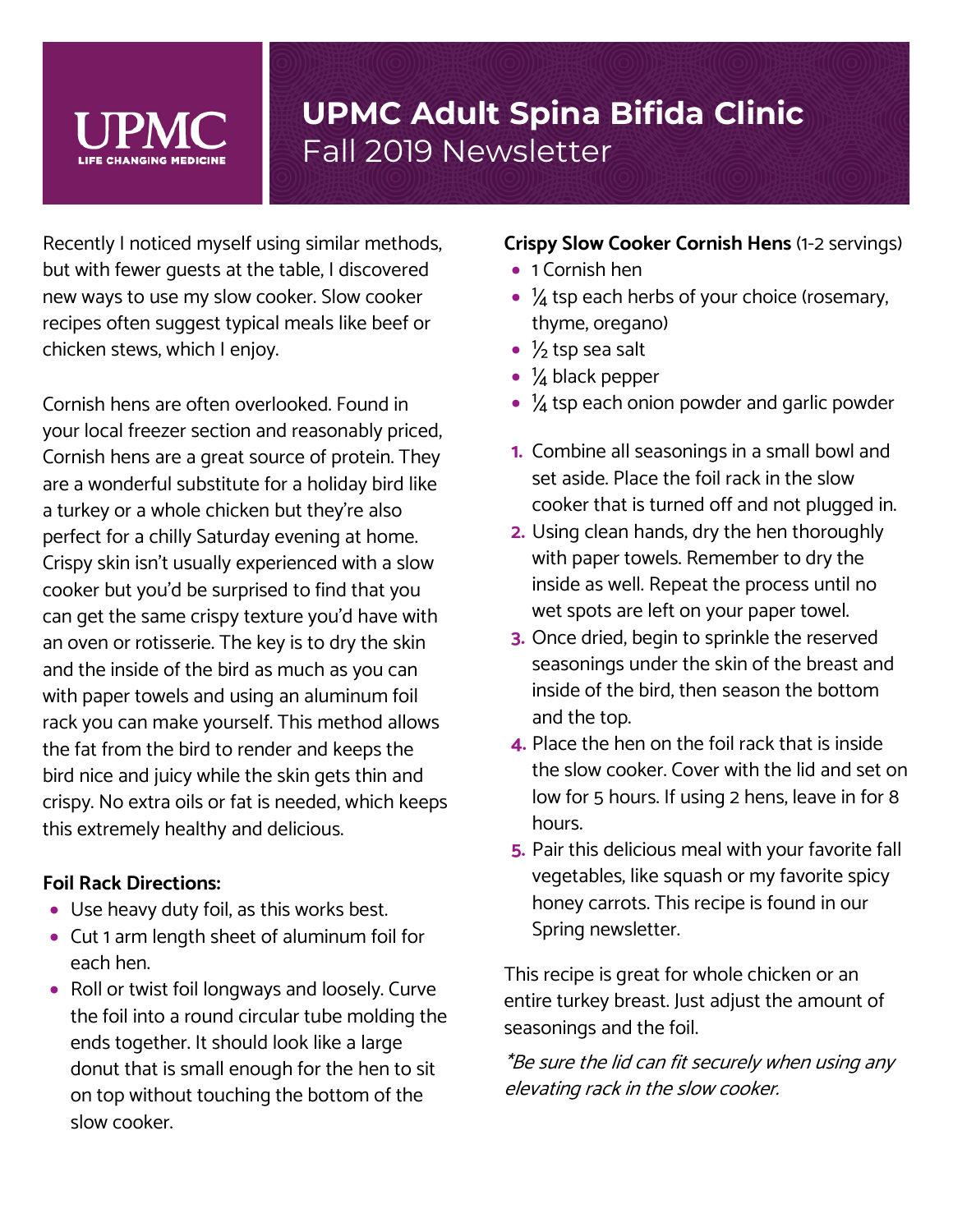# UPMC Adult Spina Bifida Clinic

## Fall 2019 Newsletter

Recently I noticed myself using similar methods, but with fewer guests at the table, I discovered new ways to use my slow cooker. Slow cooker recipes often suggest typical meals like beef or chicken stews, which I enjoy.

Cornish hens are often overlooked. Found in your local freezer section and reasonably priced, Cornish hens are a great source of protein. They are a wonderful substitute for a holiday bird like a turkey or a whole chicken but they're also perfect for a chilly Saturday evening at home. Crispy skin isn't usually experienced with a slow cooker but you'd be surprised to find that you can get the same crispy texture you'd have with an oven or rotisserie. The key is to dry the skin and the inside of the bird as much as you can with paper towels and using an aluminum foil rack you can make yourself. This method allows the fat from the bird to render and keeps the bird nice and juicy while the skin gets thin and crispy. No extra oils or fat is needed, which keeps this extremely healthy and delicious.

**Foil Rack Directions:**

- Use heavy duty foil, as this works best.
- Cut 1 arm length sheet of aluminum foil for each hen.
- Roll or twist foil longways and loosely. Curve the foil into a round circular tube molding the ends together. It should look like a large donut that is small enough for the hen to sit on top without touching the bottom of the slow cooker.

**Crispy Slow Cooker Cornish Hens** (1-2 servings)

- 1 Cornish hen
- ¼ tsp each herbs of your choice (rosemary, thyme, oregano)
- ½ tsp sea salt
- ¼ black pepper
- ¼ tsp each onion powder and garlic powder

1. Combine all seasonings in a small bowl and set aside. Place the foil rack in the slow cooker that is turned off and not plugged in.
2. Using clean hands, dry the hen thoroughly with paper towels. Remember to dry the inside as well. Repeat the process until no wet spots are left on your paper towel.
3. Once dried, begin to sprinkle the reserved seasonings under the skin of the breast and inside of the bird, then season the bottom and the top.
4. Place the hen on the foil rack that is inside the slow cooker. Cover with the lid and set on low for 5 hours. If using 2 hens, leave in for 8 hours.
5. Pair this delicious meal with your favorite fall vegetables, like squash or my favorite spicy honey carrots. This recipe is found in our Spring newsletter.

This recipe is great for whole chicken or an entire turkey breast. Just adjust the amount of seasonings and the foil.

*\*Be sure the lid can fit securely when using any elevating rack in the slow cooker.*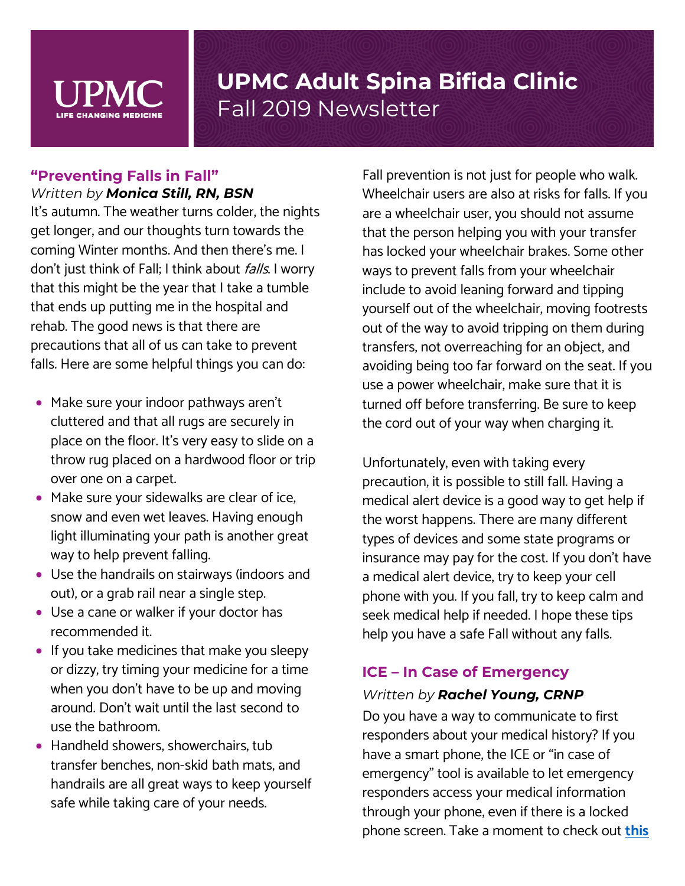# UPMC Adult Spina Bifida Clinic
## Fall 2019 Newsletter

### "Preventing Falls in Fall"

*Written by **Monica Still, RN, BSN***

It's autumn. The weather turns colder, the nights get longer, and our thoughts turn towards the coming Winter months. And then there's me. I don't just think of Fall; I think about *falls*. I worry that this might be the year that I take a tumble that ends up putting me in the hospital and rehab. The good news is that there are precautions that all of us can take to prevent falls. Here are some helpful things you can do:

- Make sure your indoor pathways aren't cluttered and that all rugs are securely in place on the floor. It's very easy to slide on a throw rug placed on a hardwood floor or trip over one on a carpet.
- Make sure your sidewalks are clear of ice, snow and even wet leaves. Having enough light illuminating your path is another great way to help prevent falling.
- Use the handrails on stairways (indoors and out), or a grab rail near a single step.
- Use a cane or walker if your doctor has recommended it.
- If you take medicines that make you sleepy or dizzy, try timing your medicine for a time when you don't have to be up and moving around. Don't wait until the last second to use the bathroom.
- Handheld showers, showerchairs, tub transfer benches, non-skid bath mats, and handrails are all great ways to keep yourself safe while taking care of your needs.

Fall prevention is not just for people who walk. Wheelchair users are also at risks for falls. If you are a wheelchair user, you should not assume that the person helping you with your transfer has locked your wheelchair brakes. Some other ways to prevent falls from your wheelchair include to avoid leaning forward and tipping yourself out of the wheelchair, moving footrests out of the way to avoid tripping on them during transfers, not overreaching for an object, and avoiding being too far forward on the seat. If you use a power wheelchair, make sure that it is turned off before transferring. Be sure to keep the cord out of your way when charging it.

Unfortunately, even with taking every precaution, it is possible to still fall. Having a medical alert device is a good way to get help if the worst happens. There are many different types of devices and some state programs or insurance may pay for the cost. If you don't have a medical alert device, try to keep your cell phone with you. If you fall, try to keep calm and seek medical help if needed. I hope these tips help you have a safe Fall without any falls.

### ICE – In Case of Emergency

*Written by **Rachel Young, CRNP***

Do you have a way to communicate to first responders about your medical history? If you have a smart phone, the ICE or "in case of emergency" tool is available to let emergency responders access your medical information through your phone, even if there is a locked phone screen. Take a moment to check out **this**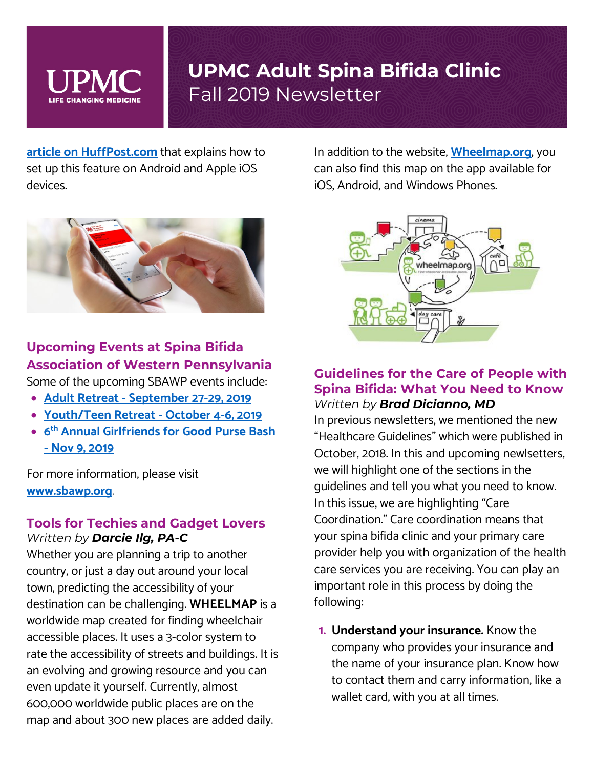article on HuffPost.com that explains how to set up this feature on Android and Apple iOS devices.

## Upcoming Events at Spina Bifida Association of Western Pennsylvania

Some of the upcoming SBAWP events include:

- Adult Retreat - September 27-29, 2019
- Youth/Teen Retreat - October 4-6, 2019
- 6th Annual Girlfriends for Good Purse Bash - Nov 9, 2019

For more information, please visit www.sbawp.org.

## Tools for Techies and Gadget Lovers

*Written by* ***Darcie Ilg, PA-C***

Whether you are planning a trip to another country, or just a day out around your local town, predicting the accessibility of your destination can be challenging. **WHEELMAP** is a worldwide map created for finding wheelchair accessible places. It uses a 3-color system to rate the accessibility of streets and buildings. It is an evolving and growing resource and you can even update it yourself. Currently, almost 600,000 worldwide public places are on the map and about 300 new places are added daily.

In addition to the website, Wheelmap.org, you can also find this map on the app available for iOS, Android, and Windows Phones.

## Guidelines for the Care of People with Spina Bifida: What You Need to Know

*Written by* ***Brad Dicianno, MD***

In previous newsletters, we mentioned the new "Healthcare Guidelines" which were published in October, 2018. In this and upcoming newlsetters, we will highlight one of the sections in the guidelines and tell you what you need to know. In this issue, we are highlighting "Care Coordination." Care coordination means that your spina bifida clinic and your primary care provider help you with organization of the health care services you are receiving. You can play an important role in this process by doing the following:

1. **Understand your insurance.** Know the company who provides your insurance and the name of your insurance plan. Know how to contact them and carry information, like a wallet card, with you at all times.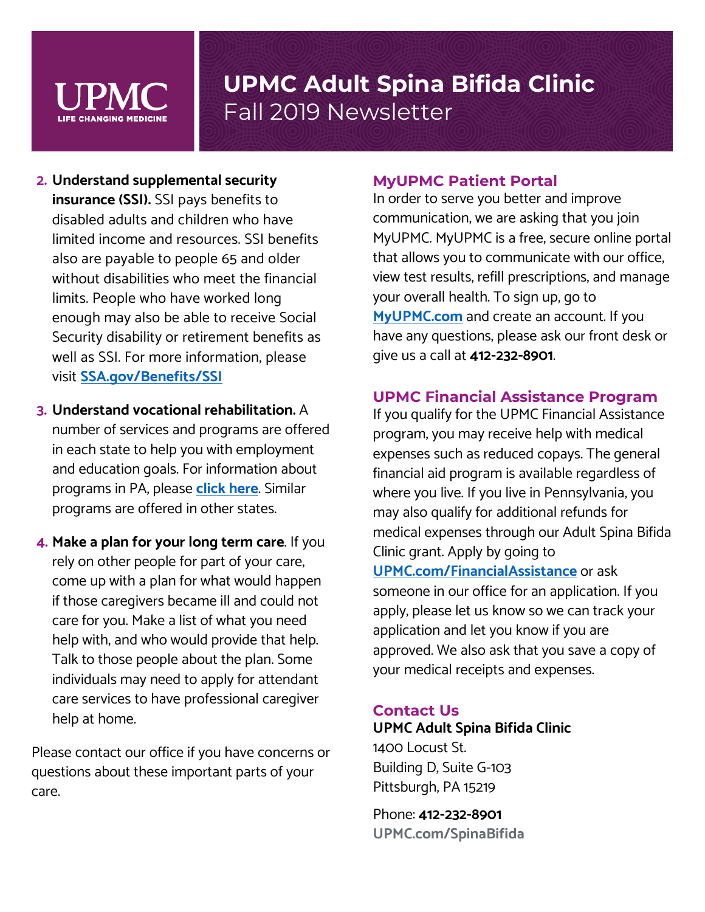# UPMC Adult Spina Bifida Clinic

Fall 2019 Newsletter

2. **Understand supplemental security insurance (SSI).** SSI pays benefits to disabled adults and children who have limited income and resources. SSI benefits also are payable to people 65 and older without disabilities who meet the financial limits. People who have worked long enough may also be able to receive Social Security disability or retirement benefits as well as SSI. For more information, please visit **SSA.gov/Benefits/SSI**

3. **Understand vocational rehabilitation.** A number of services and programs are offered in each state to help you with employment and education goals. For information about programs in PA, please **click here**. Similar programs are offered in other states.

4. **Make a plan for your long term care**. If you rely on other people for part of your care, come up with a plan for what would happen if those caregivers became ill and could not care for you. Make a list of what you need help with, and who would provide that help. Talk to those people about the plan. Some individuals may need to apply for attendant care services to have professional caregiver help at home.

Please contact our office if you have concerns or questions about these important parts of your care.

## MyUPMC Patient Portal

In order to serve you better and improve communication, we are asking that you join MyUPMC. MyUPMC is a free, secure online portal that allows you to communicate with our office, view test results, refill prescriptions, and manage your overall health. To sign up, go to **MyUPMC.com** and create an account. If you have any questions, please ask our front desk or give us a call at **412-232-8901**.

## UPMC Financial Assistance Program

If you qualify for the UPMC Financial Assistance program, you may receive help with medical expenses such as reduced copays. The general financial aid program is available regardless of where you live. If you live in Pennsylvania, you may also qualify for additional refunds for medical expenses through our Adult Spina Bifida Clinic grant. Apply by going to **UPMC.com/FinancialAssistance** or ask someone in our office for an application. If you apply, please let us know so we can track your application and let you know if you are approved. We also ask that you save a copy of your medical receipts and expenses.

## Contact Us

**UPMC Adult Spina Bifida Clinic**
1400 Locust St.
Building D, Suite G-103
Pittsburgh, PA 15219

Phone: **412-232-8901**
**UPMC.com/SpinaBifida**